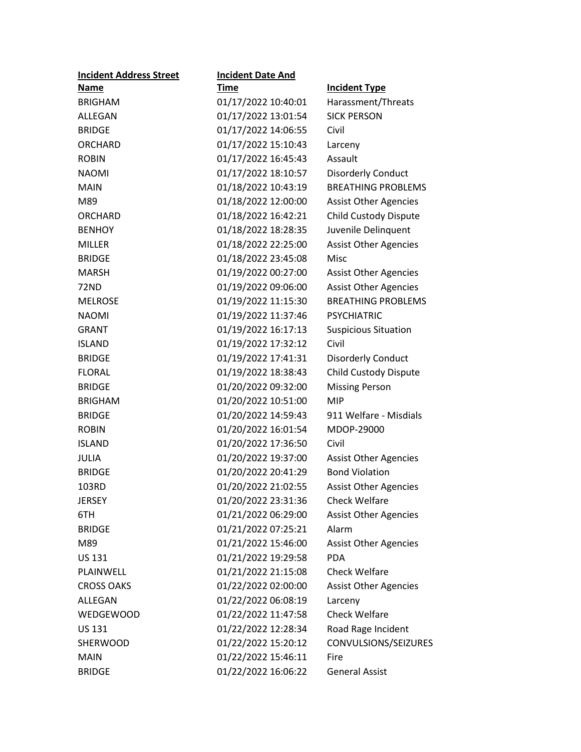| Incident Address Street Name | Incident Date And Time | Incident Type |
|---|---|---|
| BRIGHAM | 01/17/2022 10:40:01 | Harassment/Threats |
| ALLEGAN | 01/17/2022 13:01:54 | SICK PERSON |
| BRIDGE | 01/17/2022 14:06:55 | Civil |
| ORCHARD | 01/17/2022 15:10:43 | Larceny |
| ROBIN | 01/17/2022 16:45:43 | Assault |
| NAOMI | 01/17/2022 18:10:57 | Disorderly Conduct |
| MAIN | 01/18/2022 10:43:19 | BREATHING PROBLEMS |
| M89 | 01/18/2022 12:00:00 | Assist Other Agencies |
| ORCHARD | 01/18/2022 16:42:21 | Child Custody Dispute |
| BENHOY | 01/18/2022 18:28:35 | Juvenile Delinquent |
| MILLER | 01/18/2022 22:25:00 | Assist Other Agencies |
| BRIDGE | 01/18/2022 23:45:08 | Misc |
| MARSH | 01/19/2022 00:27:00 | Assist Other Agencies |
| 72ND | 01/19/2022 09:06:00 | Assist Other Agencies |
| MELROSE | 01/19/2022 11:15:30 | BREATHING PROBLEMS |
| NAOMI | 01/19/2022 11:37:46 | PSYCHIATRIC |
| GRANT | 01/19/2022 16:17:13 | Suspicious Situation |
| ISLAND | 01/19/2022 17:32:12 | Civil |
| BRIDGE | 01/19/2022 17:41:31 | Disorderly Conduct |
| FLORAL | 01/19/2022 18:38:43 | Child Custody Dispute |
| BRIDGE | 01/20/2022 09:32:00 | Missing Person |
| BRIGHAM | 01/20/2022 10:51:00 | MIP |
| BRIDGE | 01/20/2022 14:59:43 | 911 Welfare - Misdials |
| ROBIN | 01/20/2022 16:01:54 | MDOP-29000 |
| ISLAND | 01/20/2022 17:36:50 | Civil |
| JULIA | 01/20/2022 19:37:00 | Assist Other Agencies |
| BRIDGE | 01/20/2022 20:41:29 | Bond Violation |
| 103RD | 01/20/2022 21:02:55 | Assist Other Agencies |
| JERSEY | 01/20/2022 23:31:36 | Check Welfare |
| 6TH | 01/21/2022 06:29:00 | Assist Other Agencies |
| BRIDGE | 01/21/2022 07:25:21 | Alarm |
| M89 | 01/21/2022 15:46:00 | Assist Other Agencies |
| US 131 | 01/21/2022 19:29:58 | PDA |
| PLAINWELL | 01/21/2022 21:15:08 | Check Welfare |
| CROSS OAKS | 01/22/2022 02:00:00 | Assist Other Agencies |
| ALLEGAN | 01/22/2022 06:08:19 | Larceny |
| WEDGEWOOD | 01/22/2022 11:47:58 | Check Welfare |
| US 131 | 01/22/2022 12:28:34 | Road Rage Incident |
| SHERWOOD | 01/22/2022 15:20:12 | CONVULSIONS/SEIZURES |
| MAIN | 01/22/2022 15:46:11 | Fire |
| BRIDGE | 01/22/2022 16:06:22 | General Assist |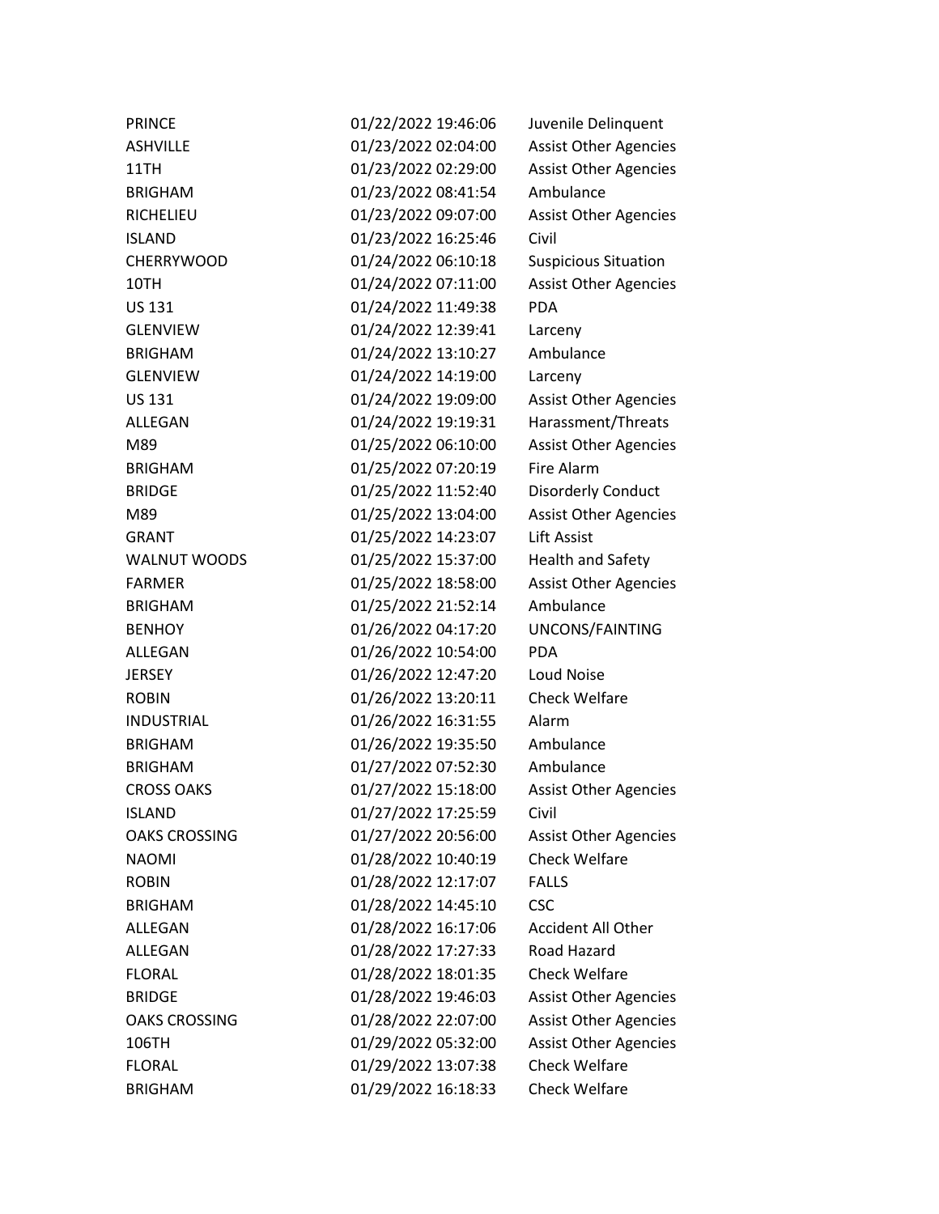| | | |
|---|---|---|
| PRINCE | 01/22/2022 19:46:06 | Juvenile Delinquent |
| ASHVILLE | 01/23/2022 02:04:00 | Assist Other Agencies |
| 11TH | 01/23/2022 02:29:00 | Assist Other Agencies |
| BRIGHAM | 01/23/2022 08:41:54 | Ambulance |
| RICHELIEU | 01/23/2022 09:07:00 | Assist Other Agencies |
| ISLAND | 01/23/2022 16:25:46 | Civil |
| CHERRYWOOD | 01/24/2022 06:10:18 | Suspicious Situation |
| 10TH | 01/24/2022 07:11:00 | Assist Other Agencies |
| US 131 | 01/24/2022 11:49:38 | PDA |
| GLENVIEW | 01/24/2022 12:39:41 | Larceny |
| BRIGHAM | 01/24/2022 13:10:27 | Ambulance |
| GLENVIEW | 01/24/2022 14:19:00 | Larceny |
| US 131 | 01/24/2022 19:09:00 | Assist Other Agencies |
| ALLEGAN | 01/24/2022 19:19:31 | Harassment/Threats |
| M89 | 01/25/2022 06:10:00 | Assist Other Agencies |
| BRIGHAM | 01/25/2022 07:20:19 | Fire Alarm |
| BRIDGE | 01/25/2022 11:52:40 | Disorderly Conduct |
| M89 | 01/25/2022 13:04:00 | Assist Other Agencies |
| GRANT | 01/25/2022 14:23:07 | Lift Assist |
| WALNUT WOODS | 01/25/2022 15:37:00 | Health and Safety |
| FARMER | 01/25/2022 18:58:00 | Assist Other Agencies |
| BRIGHAM | 01/25/2022 21:52:14 | Ambulance |
| BENHOY | 01/26/2022 04:17:20 | UNCONS/FAINTING |
| ALLEGAN | 01/26/2022 10:54:00 | PDA |
| JERSEY | 01/26/2022 12:47:20 | Loud Noise |
| ROBIN | 01/26/2022 13:20:11 | Check Welfare |
| INDUSTRIAL | 01/26/2022 16:31:55 | Alarm |
| BRIGHAM | 01/26/2022 19:35:50 | Ambulance |
| BRIGHAM | 01/27/2022 07:52:30 | Ambulance |
| CROSS OAKS | 01/27/2022 15:18:00 | Assist Other Agencies |
| ISLAND | 01/27/2022 17:25:59 | Civil |
| OAKS CROSSING | 01/27/2022 20:56:00 | Assist Other Agencies |
| NAOMI | 01/28/2022 10:40:19 | Check Welfare |
| ROBIN | 01/28/2022 12:17:07 | FALLS |
| BRIGHAM | 01/28/2022 14:45:10 | CSC |
| ALLEGAN | 01/28/2022 16:17:06 | Accident All Other |
| ALLEGAN | 01/28/2022 17:27:33 | Road Hazard |
| FLORAL | 01/28/2022 18:01:35 | Check Welfare |
| BRIDGE | 01/28/2022 19:46:03 | Assist Other Agencies |
| OAKS CROSSING | 01/28/2022 22:07:00 | Assist Other Agencies |
| 106TH | 01/29/2022 05:32:00 | Assist Other Agencies |
| FLORAL | 01/29/2022 13:07:38 | Check Welfare |
| BRIGHAM | 01/29/2022 16:18:33 | Check Welfare |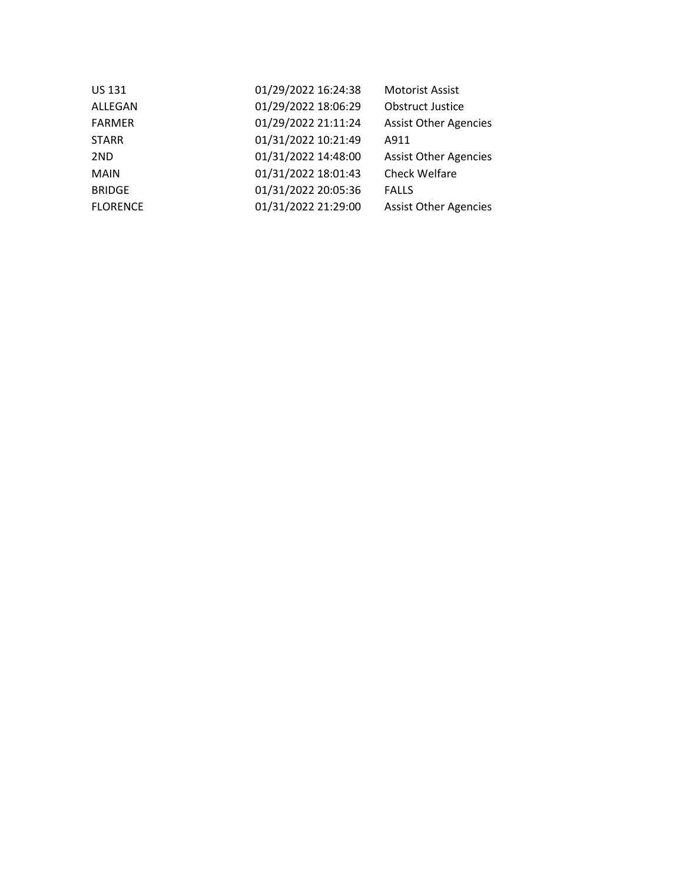| | | |
|---|---|---|
| US 131 | 01/29/2022 16:24:38 | Motorist Assist |
| ALLEGAN | 01/29/2022 18:06:29 | Obstruct Justice |
| FARMER | 01/29/2022 21:11:24 | Assist Other Agencies |
| STARR | 01/31/2022 10:21:49 | A911 |
| 2ND | 01/31/2022 14:48:00 | Assist Other Agencies |
| MAIN | 01/31/2022 18:01:43 | Check Welfare |
| BRIDGE | 01/31/2022 20:05:36 | FALLS |
| FLORENCE | 01/31/2022 21:29:00 | Assist Other Agencies |